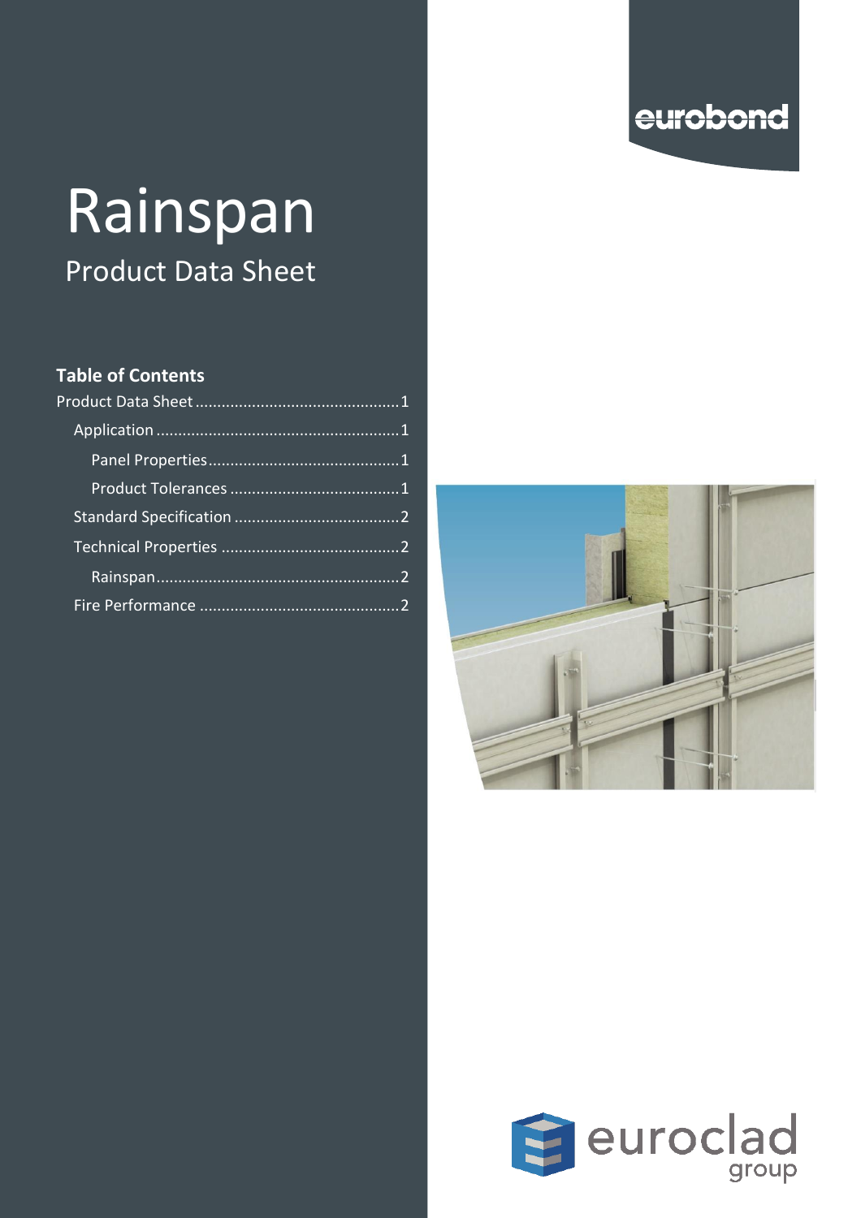eurobond

# Rainspan

## Product Data Sheet

### Table of Contents

Product Data Sheet ............................................1

Application ......................................................1

Panel Properties ...........................................1

Product Tolerances ......................................1

Standard Specification .....................................2

Technical Properties ........................................2

Rainspan ......................................................2

Fire Performance .............................................2

euroclad group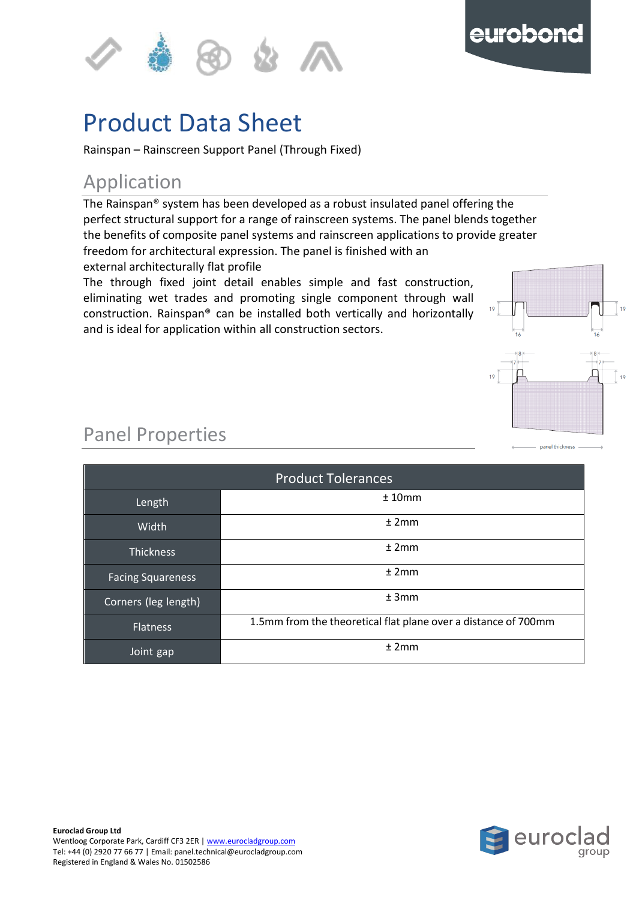# Product Data Sheet

Rainspan – Rainscreen Support Panel (Through Fixed)

## Application

The Rainspan® system has been developed as a robust insulated panel offering the perfect structural support for a range of rainscreen systems. The panel blends together the benefits of composite panel systems and rainscreen applications to provide greater freedom for architectural expression. The panel is finished with an external architecturally flat profile

The through fixed joint detail enables simple and fast construction, eliminating wet trades and promoting single component through wall construction. Rainspan® can be installed both vertically and horizontally and is ideal for application within all construction sectors.

## Panel Properties

| Product Tolerances | |
|---|---|
| Length | ± 10mm |
| Width | ± 2mm |
| Thickness | ± 2mm |
| Facing Squareness | ± 2mm |
| Corners (leg length) | ± 3mm |
| Flatness | 1.5mm from the theoretical flat plane over a distance of 700mm |
| Joint gap | ± 2mm |

**Euroclad Group Ltd**
Wentloog Corporate Park, Cardiff CF3 2ER | www.eurocladgroup.com
Tel: +44 (0) 2920 77 66 77 | Email: panel.technical@eurocladgroup.com
Registered in England & Wales No. 01502586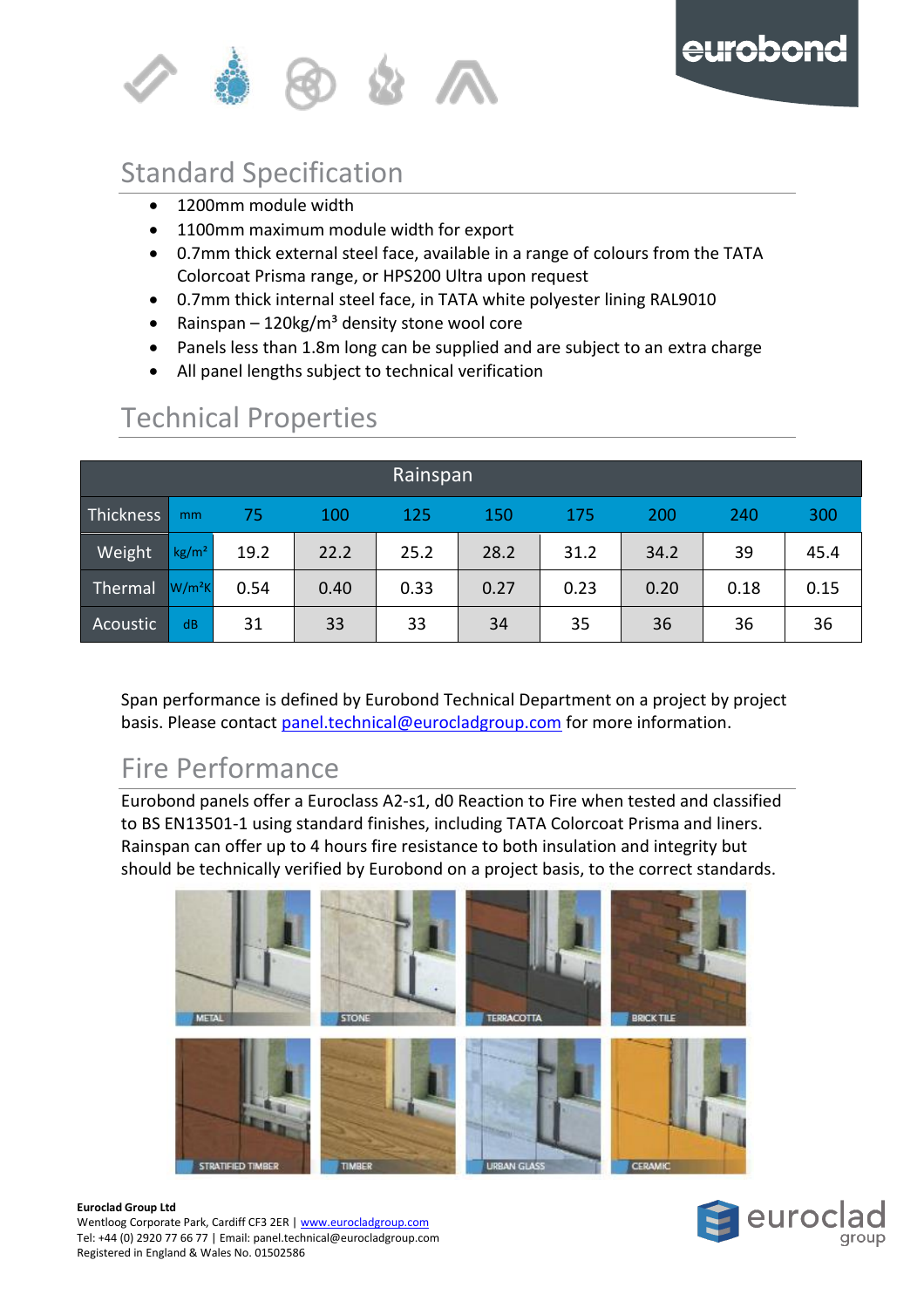## Standard Specification

- 1200mm module width
- 1100mm maximum module width for export
- 0.7mm thick external steel face, available in a range of colours from the TATA Colorcoat Prisma range, or HPS200 Ultra upon request
- 0.7mm thick internal steel face, in TATA white polyester lining RAL9010
- Rainspan – 120kg/m³ density stone wool core
- Panels less than 1.8m long can be supplied and are subject to an extra charge
- All panel lengths subject to technical verification

## Technical Properties

| Rainspan | | | | | | | | | |
|---|---|---|---|---|---|---|---|---|---|
| Thickness | mm | 75 | 100 | 125 | 150 | 175 | 200 | 240 | 300 |
| Weight | kg/m² | 19.2 | 22.2 | 25.2 | 28.2 | 31.2 | 34.2 | 39 | 45.4 |
| Thermal | W/m²K | 0.54 | 0.40 | 0.33 | 0.27 | 0.23 | 0.20 | 0.18 | 0.15 |
| Acoustic | dB | 31 | 33 | 33 | 34 | 35 | 36 | 36 | 36 |

Span performance is defined by Eurobond Technical Department on a project by project basis. Please contact panel.technical@eurocladgroup.com for more information.

## Fire Performance

Eurobond panels offer a Euroclass A2-s1, d0 Reaction to Fire when tested and classified to BS EN13501-1 using standard finishes, including TATA Colorcoat Prisma and liners. Rainspan can offer up to 4 hours fire resistance to both insulation and integrity but should be technically verified by Eurobond on a project basis, to the correct standards.

METAL
STONE
TERRACOTTA
BRICK TILE
STRATIFIED TIMBER
TIMBER
URBAN GLASS
CERAMIC

**Euroclad Group Ltd**
Wentloog Corporate Park, Cardiff CF3 2ER | www.eurocladgroup.com
Tel: +44 (0) 2920 77 66 77 | Email: panel.technical@eurocladgroup.com
Registered in England & Wales No. 01502586